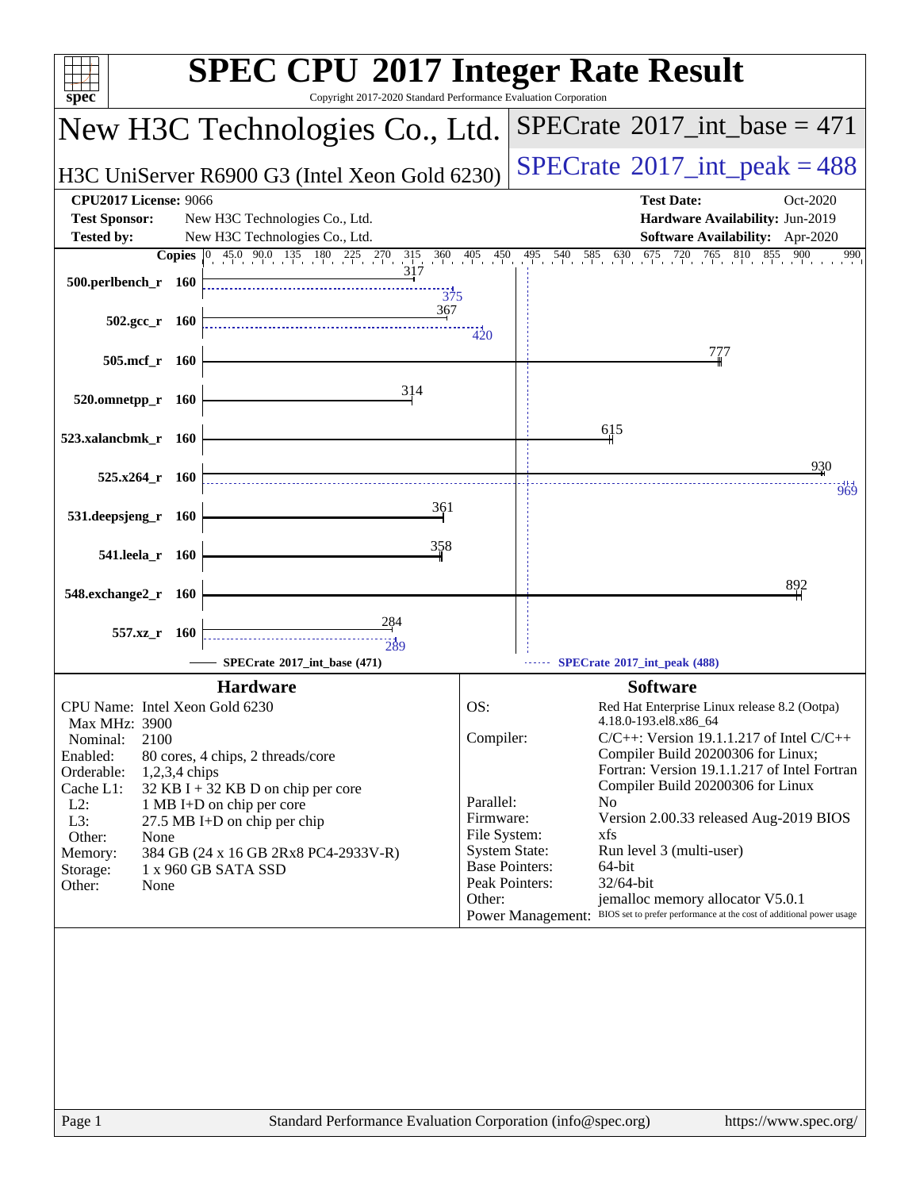# SPEC CPU 2017 Integer Rate Result

Copyright 2017-2020 Standard Performance Evaluation Corporation

## New H3C Technologies Co., Ltd.

**SPECrate 2017_int_base = 471**

H3C UniServer R6900 G3 (Intel Xeon Gold 6230)

**SPECrate 2017_int_peak = 488**

| | | | |
|---|---|---|---|
| **CPU2017 License:** | 9066 | **Test Date:** | Oct-2020 |
| **Test Sponsor:** | New H3C Technologies Co., Ltd. | **Hardware Availability:** | Jun-2019 |
| **Tested by:** | New H3C Technologies Co., Ltd. | **Software Availability:** | Apr-2020 |

| Benchmark | Copies | Base | Peak |
|---|---|---|---|
| 500.perlbench_r | 160 | 317 | 375 |
| 502.gcc_r | 160 | 367 | 420 |
| 505.mcf_r | 160 | 777 | |
| 520.omnetpp_r | 160 | 314 | |
| 523.xalancbmk_r | 160 | 615 | |
| 525.x264_r | 160 | 930 | 969 |
| 531.deepsjeng_r | 160 | 361 | |
| 541.leela_r | 160 | 358 | |
| 548.exchange2_r | 160 | 892 | |
| 557.xz_r | 160 | 284 | 289 |

SPECrate 2017_int_base (471) — SPECrate 2017_int_peak (488)

### Hardware

| | |
|---|---|
| CPU Name: | Intel Xeon Gold 6230 |
| Max MHz: | 3900 |
| Nominal: | 2100 |
| Enabled: | 80 cores, 4 chips, 2 threads/core |
| Orderable: | 1,2,3,4 chips |
| Cache L1: | 32 KB I + 32 KB D on chip per core |
| L2: | 1 MB I+D on chip per core |
| L3: | 27.5 MB I+D on chip per chip |
| Other: | None |
| Memory: | 384 GB (24 x 16 GB 2Rx8 PC4-2933V-R) |
| Storage: | 1 x 960 GB SATA SSD |
| Other: | None |

### Software

| | |
|---|---|
| OS: | Red Hat Enterprise Linux release 8.2 (Ootpa) 4.18.0-193.el8.x86_64 |
| Compiler: | C/C++: Version 19.1.1.217 of Intel C/C++ Compiler Build 20200306 for Linux; Fortran: Version 19.1.1.217 of Intel Fortran Compiler Build 20200306 for Linux |
| Parallel: | No |
| Firmware: | Version 2.00.33 released Aug-2019 BIOS |
| File System: | xfs |
| System State: | Run level 3 (multi-user) |
| Base Pointers: | 64-bit |
| Peak Pointers: | 32/64-bit |
| Other: | jemalloc memory allocator V5.0.1 |
| Power Management: | BIOS set to prefer performance at the cost of additional power usage |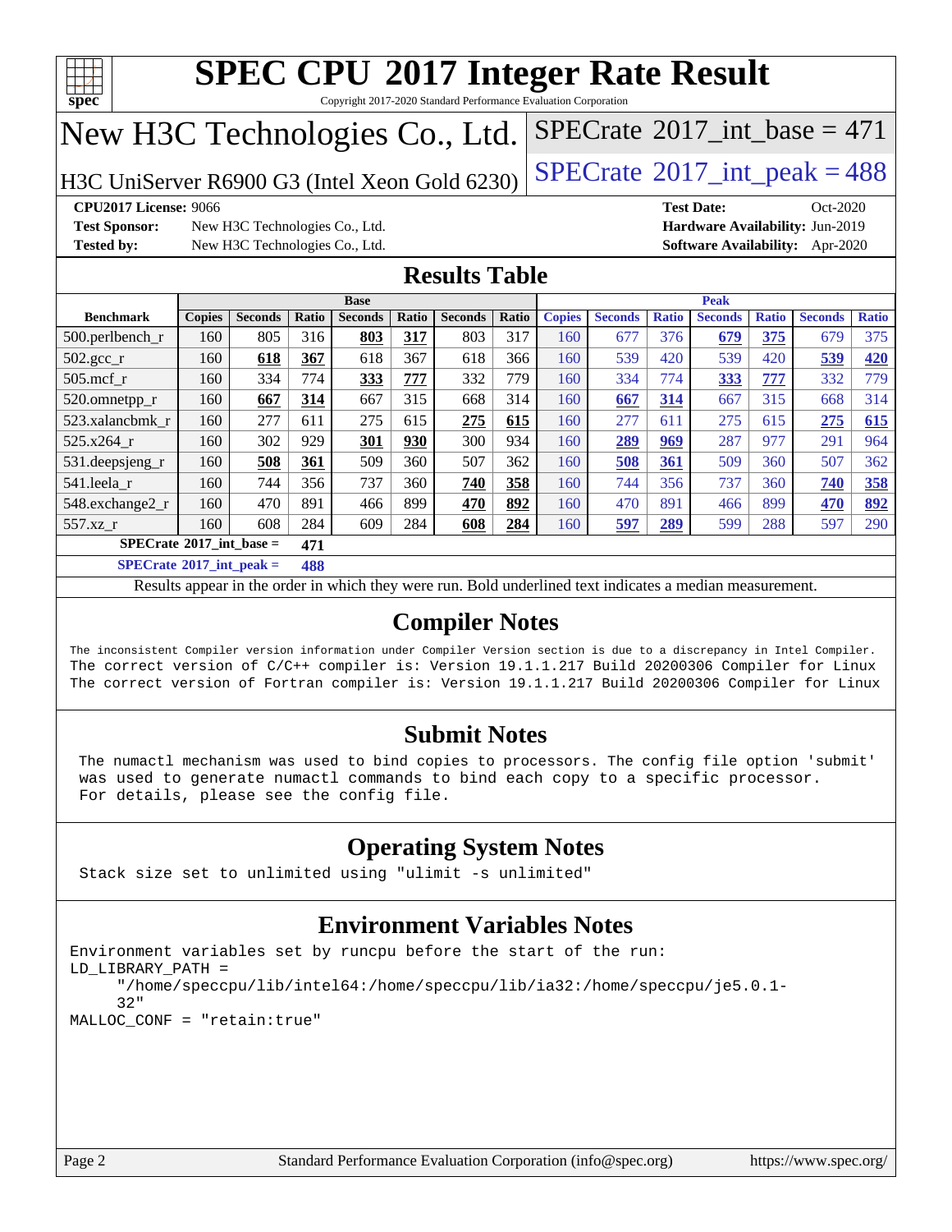# SPEC CPU 2017 Integer Rate Result

Copyright 2017-2020 Standard Performance Evaluation Corporation

## New H3C Technologies Co., Ltd.

H3C UniServer R6900 G3 (Intel Xeon Gold 6230)

SPECrate 2017_int_base = 471

SPECrate 2017_int_peak = 488

**CPU2017 License:** 9066
**Test Sponsor:** New H3C Technologies Co., Ltd.
**Tested by:** New H3C Technologies Co., Ltd.

**Test Date:** Oct-2020
**Hardware Availability:** Jun-2019
**Software Availability:** Apr-2020

## Results Table

| | Base | | | | | | | Peak | | | | | | |
|---|---|---|---|---|---|---|---|---|---|---|---|---|---|---|
| **Benchmark** | **Copies** | **Seconds** | **Ratio** | **Seconds** | **Ratio** | **Seconds** | **Ratio** | **Copies** | **Seconds** | **Ratio** | **Seconds** | **Ratio** | **Seconds** | **Ratio** |
| 500.perlbench_r | 160 | 805 | 316 | **803** | **317** | 803 | 317 | 160 | 677 | 376 | **679** | **375** | 679 | 375 |
| 502.gcc_r | 160 | **618** | **367** | 618 | 367 | 618 | 366 | 160 | 539 | 420 | 539 | 420 | **539** | **420** |
| 505.mcf_r | 160 | 334 | 774 | **333** | **777** | 332 | 779 | 160 | 334 | 774 | **333** | **777** | 332 | 779 |
| 520.omnetpp_r | 160 | **667** | **314** | 667 | 315 | 668 | 314 | 160 | **667** | **314** | 667 | 315 | 668 | 314 |
| 523.xalancbmk_r | 160 | 277 | 611 | 275 | 615 | **275** | **615** | 160 | 277 | 611 | 275 | 615 | **275** | **615** |
| 525.x264_r | 160 | 302 | 929 | **301** | **930** | 300 | 934 | 160 | **289** | **969** | 287 | 977 | 291 | 964 |
| 531.deepsjeng_r | 160 | **508** | **361** | 509 | 360 | 507 | 362 | 160 | **508** | **361** | 509 | 360 | 507 | 362 |
| 541.leela_r | 160 | 744 | 356 | 737 | 360 | **740** | **358** | 160 | 744 | 356 | 737 | 360 | **740** | **358** |
| 548.exchange2_r | 160 | 470 | 891 | 466 | 899 | **470** | **892** | 160 | 470 | 891 | 466 | 899 | **470** | **892** |
| 557.xz_r | 160 | 608 | 284 | 609 | 284 | **608** | **284** | 160 | **597** | **289** | 599 | 288 | 597 | 290 |

**SPECrate 2017_int_base = 471**

**SPECrate 2017_int_peak = 488**

Results appear in the order in which they were run. Bold underlined text indicates a median measurement.

## Compiler Notes

```
The inconsistent Compiler version information under Compiler Version section is due to a discrepancy in Intel Compiler.
The correct version of C/C++ compiler is: Version 19.1.1.217 Build 20200306 Compiler for Linux
The correct version of Fortran compiler is: Version 19.1.1.217 Build 20200306 Compiler for Linux
```

## Submit Notes

```
The numactl mechanism was used to bind copies to processors. The config file option 'submit'
was used to generate numactl commands to bind each copy to a specific processor.
For details, please see the config file.
```

## Operating System Notes

```
Stack size set to unlimited using "ulimit -s unlimited"
```

## Environment Variables Notes

```
Environment variables set by runcpu before the start of the run:
LD_LIBRARY_PATH =
     "/home/speccpu/lib/intel64:/home/speccpu/lib/ia32:/home/speccpu/je5.0.1-
     32"
MALLOC_CONF = "retain:true"
```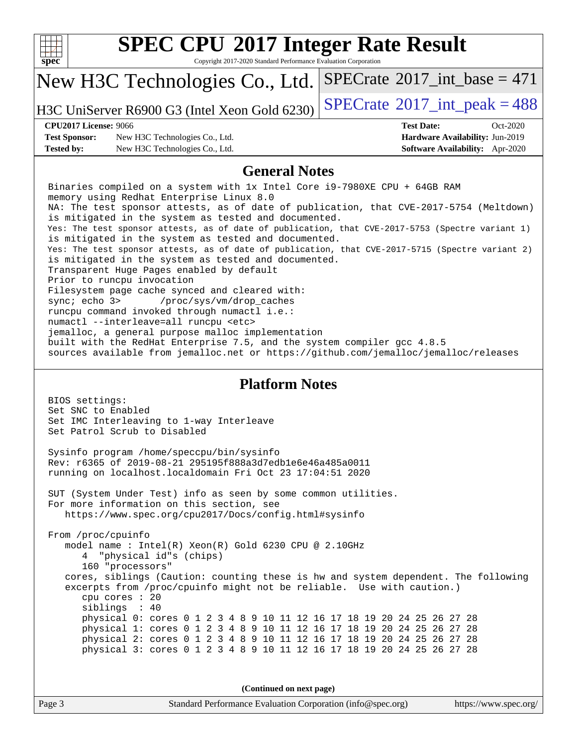# SPEC CPU 2017 Integer Rate Result

Copyright 2017-2020 Standard Performance Evaluation Corporation

## New H3C Technologies Co., Ltd.

H3C UniServer R6900 G3 (Intel Xeon Gold 6230)

SPECrate 2017_int_base = 471

SPECrate 2017_int_peak = 488

**CPU2017 License:** 9066
**Test Sponsor:** New H3C Technologies Co., Ltd.
**Tested by:** New H3C Technologies Co., Ltd.
**Test Date:** Oct-2020
**Hardware Availability:** Jun-2019
**Software Availability:** Apr-2020

## General Notes

```
Binaries compiled on a system with 1x Intel Core i9-7980XE CPU + 64GB RAM
memory using Redhat Enterprise Linux 8.0
NA: The test sponsor attests, as of date of publication, that CVE-2017-5754 (Meltdown)
is mitigated in the system as tested and documented.
Yes: The test sponsor attests, as of date of publication, that CVE-2017-5753 (Spectre variant 1)
is mitigated in the system as tested and documented.
Yes: The test sponsor attests, as of date of publication, that CVE-2017-5715 (Spectre variant 2)
is mitigated in the system as tested and documented.
Transparent Huge Pages enabled by default
Prior to runcpu invocation
Filesystem page cache synced and cleared with:
sync; echo 3>       /proc/sys/vm/drop_caches
runcpu command invoked through numactl i.e.:
numactl --interleave=all runcpu <etc>
jemalloc, a general purpose malloc implementation
built with the RedHat Enterprise 7.5, and the system compiler gcc 4.8.5
sources available from jemalloc.net or https://github.com/jemalloc/jemalloc/releases
```

## Platform Notes

```
BIOS settings:
Set SNC to Enabled
Set IMC Interleaving to 1-way Interleave
Set Patrol Scrub to Disabled

Sysinfo program /home/speccpu/bin/sysinfo
Rev: r6365 of 2019-08-21 295195f888a3d7edb1e6e46a485a0011
running on localhost.localdomain Fri Oct 23 17:04:51 2020

SUT (System Under Test) info as seen by some common utilities.
For more information on this section, see
   https://www.spec.org/cpu2017/Docs/config.html#sysinfo

From /proc/cpuinfo
   model name : Intel(R) Xeon(R) Gold 6230 CPU @ 2.10GHz
      4  "physical id"s (chips)
      160 "processors"
   cores, siblings (Caution: counting these is hw and system dependent. The following
   excerpts from /proc/cpuinfo might not be reliable.  Use with caution.)
      cpu cores : 20
      siblings  : 40
      physical 0: cores 0 1 2 3 4 8 9 10 11 12 16 17 18 19 20 24 25 26 27 28
      physical 1: cores 0 1 2 3 4 8 9 10 11 12 16 17 18 19 20 24 25 26 27 28
      physical 2: cores 0 1 2 3 4 8 9 10 11 12 16 17 18 19 20 24 25 26 27 28
      physical 3: cores 0 1 2 3 4 8 9 10 11 12 16 17 18 19 20 24 25 26 27 28
```

**(Continued on next page)**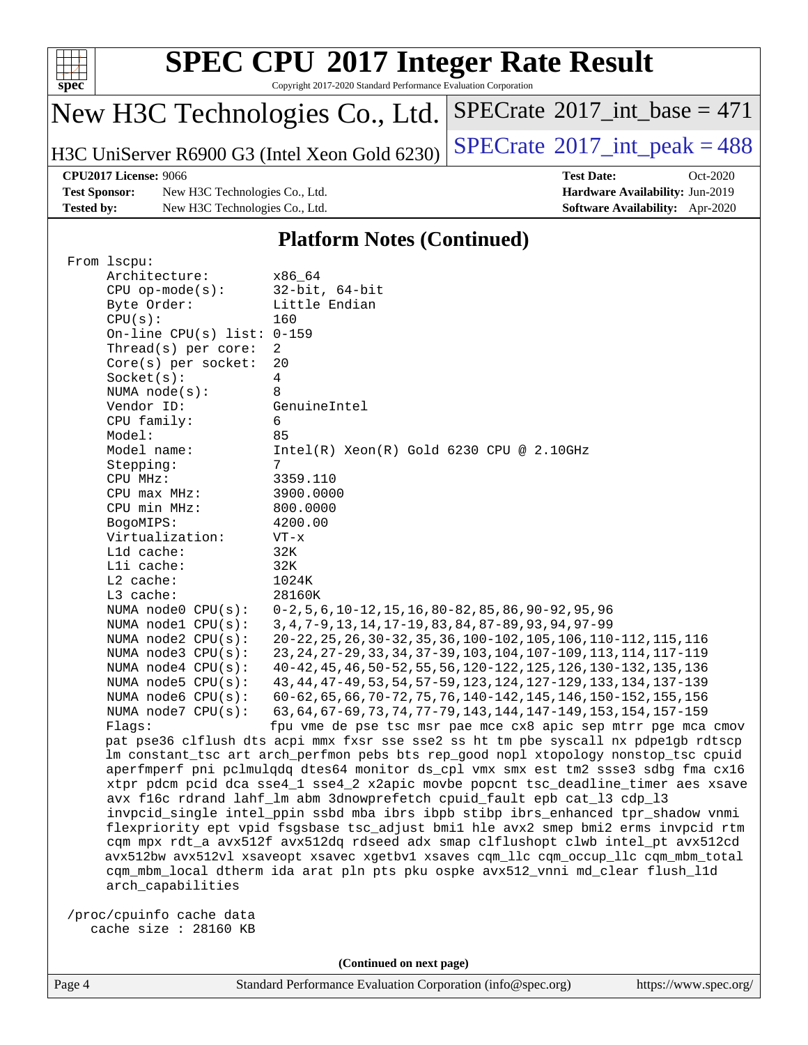# SPEC CPU 2017 Integer Rate Result

Copyright 2017-2020 Standard Performance Evaluation Corporation

New H3C Technologies Co., Ltd.

H3C UniServer R6900 G3 (Intel Xeon Gold 6230)

SPECrate 2017_int_base = 471

SPECrate 2017_int_peak = 488

**CPU2017 License:** 9066
**Test Sponsor:** New H3C Technologies Co., Ltd.
**Tested by:** New H3C Technologies Co., Ltd.

**Test Date:** Oct-2020
**Hardware Availability:** Jun-2019
**Software Availability:** Apr-2020

## Platform Notes (Continued)

```
From lscpu:
     Architecture:        x86_64
     CPU op-mode(s):      32-bit, 64-bit
     Byte Order:          Little Endian
     CPU(s):              160
     On-line CPU(s) list: 0-159
     Thread(s) per core:  2
     Core(s) per socket:  20
     Socket(s):           4
     NUMA node(s):        8
     Vendor ID:           GenuineIntel
     CPU family:          6
     Model:               85
     Model name:          Intel(R) Xeon(R) Gold 6230 CPU @ 2.10GHz
     Stepping:            7
     CPU MHz:             3359.110
     CPU max MHz:         3900.0000
     CPU min MHz:         800.0000
     BogoMIPS:            4200.00
     Virtualization:      VT-x
     L1d cache:           32K
     L1i cache:           32K
     L2 cache:            1024K
     L3 cache:            28160K
     NUMA node0 CPU(s):   0-2,5,6,10-12,15,16,80-82,85,86,90-92,95,96
     NUMA node1 CPU(s):   3,4,7-9,13,14,17-19,83,84,87-89,93,94,97-99
     NUMA node2 CPU(s):   20-22,25,26,30-32,35,36,100-102,105,106,110-112,115,116
     NUMA node3 CPU(s):   23,24,27-29,33,34,37-39,103,104,107-109,113,114,117-119
     NUMA node4 CPU(s):   40-42,45,46,50-52,55,56,120-122,125,126,130-132,135,136
     NUMA node5 CPU(s):   43,44,47-49,53,54,57-59,123,124,127-129,133,134,137-139
     NUMA node6 CPU(s):   60-62,65,66,70-72,75,76,140-142,145,146,150-152,155,156
     NUMA node7 CPU(s):   63,64,67-69,73,74,77-79,143,144,147-149,153,154,157-159
     Flags:               fpu vme de pse tsc msr pae mce cx8 apic sep mtrr pge mca cmov
     pat pse36 clflush dts acpi mmx fxsr sse sse2 ss ht tm pbe syscall nx pdpe1gb rdtscp
     lm constant_tsc art arch_perfmon pebs bts rep_good nopl xtopology nonstop_tsc cpuid
     aperfmperf pni pclmulqdq dtes64 monitor ds_cpl vmx smx est tm2 ssse3 sdbg fma cx16
     xtpr pdcm pcid dca sse4_1 sse4_2 x2apic movbe popcnt tsc_deadline_timer aes xsave
     avx f16c rdrand lahf_lm abm 3dnowprefetch cpuid_fault epb cat_l3 cdp_l3
     invpcid_single intel_ppin ssbd mba ibrs ibpb stibp ibrs_enhanced tpr_shadow vnmi
     flexpriority ept vpid fsgsbase tsc_adjust bmi1 hle avx2 smep bmi2 erms invpcid rtm
     cqm mpx rdt_a avx512f avx512dq rdseed adx smap clflushopt clwb intel_pt avx512cd
     avx512bw avx512vl xsaveopt xsavec xgetbv1 xsaves cqm_llc cqm_occup_llc cqm_mbm_total
     cqm_mbm_local dtherm ida arat pln pts pku ospke avx512_vnni md_clear flush_l1d
     arch_capabilities

 /proc/cpuinfo cache data
    cache size : 28160 KB
```

(Continued on next page)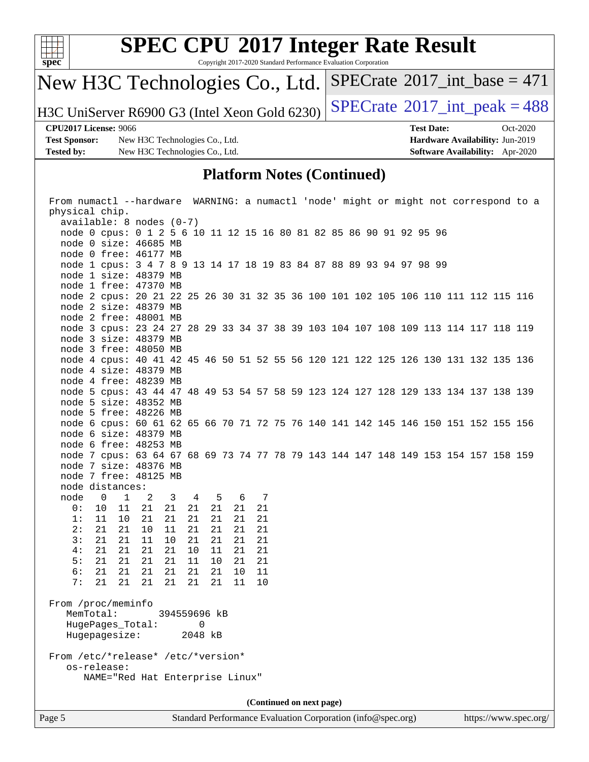# SPEC CPU 2017 Integer Rate Result

Copyright 2017-2020 Standard Performance Evaluation Corporation

**New H3C Technologies Co., Ltd.** | SPECrate 2017_int_base = 471

H3C UniServer R6900 G3 (Intel Xeon Gold 6230) | SPECrate 2017_int_peak = 488

**CPU2017 License:** 9066 | **Test Date:** Oct-2020
**Test Sponsor:** New H3C Technologies Co., Ltd. | **Hardware Availability:** Jun-2019
**Tested by:** New H3C Technologies Co., Ltd. | **Software Availability:** Apr-2020

## Platform Notes (Continued)

```
From numactl --hardware  WARNING: a numactl 'node' might or might not correspond to a
physical chip.
  available: 8 nodes (0-7)
  node 0 cpus: 0 1 2 5 6 10 11 12 15 16 80 81 82 85 86 90 91 92 95 96
  node 0 size: 46685 MB
  node 0 free: 46177 MB
  node 1 cpus: 3 4 7 8 9 13 14 17 18 19 83 84 87 88 89 93 94 97 98 99
  node 1 size: 48379 MB
  node 1 free: 47370 MB
  node 2 cpus: 20 21 22 25 26 30 31 32 35 36 100 101 102 105 106 110 111 112 115 116
  node 2 size: 48379 MB
  node 2 free: 48001 MB
  node 3 cpus: 23 24 27 28 29 33 34 37 38 39 103 104 107 108 109 113 114 117 118 119
  node 3 size: 48379 MB
  node 3 free: 48050 MB
  node 4 cpus: 40 41 42 45 46 50 51 52 55 56 120 121 122 125 126 130 131 132 135 136
  node 4 size: 48379 MB
  node 4 free: 48239 MB
  node 5 cpus: 43 44 47 48 49 53 54 57 58 59 123 124 127 128 129 133 134 137 138 139
  node 5 size: 48352 MB
  node 5 free: 48226 MB
  node 6 cpus: 60 61 62 65 66 70 71 72 75 76 140 141 142 145 146 150 151 152 155 156
  node 6 size: 48379 MB
  node 6 free: 48253 MB
  node 7 cpus: 63 64 67 68 69 73 74 77 78 79 143 144 147 148 149 153 154 157 158 159
  node 7 size: 48376 MB
  node 7 free: 48125 MB
  node distances:
  node   0   1   2   3   4   5   6   7
    0:  10  11  21  21  21  21  21  21
    1:  11  10  21  21  21  21  21  21
    2:  21  21  10  11  21  21  21  21
    3:  21  21  11  10  21  21  21  21
    4:  21  21  21  21  10  11  21  21
    5:  21  21  21  21  11  10  21  21
    6:  21  21  21  21  21  21  10  11
    7:  21  21  21  21  21  21  11  10

From /proc/meminfo
   MemTotal:       394559696 kB
   HugePages_Total:       0
   Hugepagesize:       2048 kB

From /etc/*release* /etc/*version*
   os-release:
      NAME="Red Hat Enterprise Linux"
```

(Continued on next page)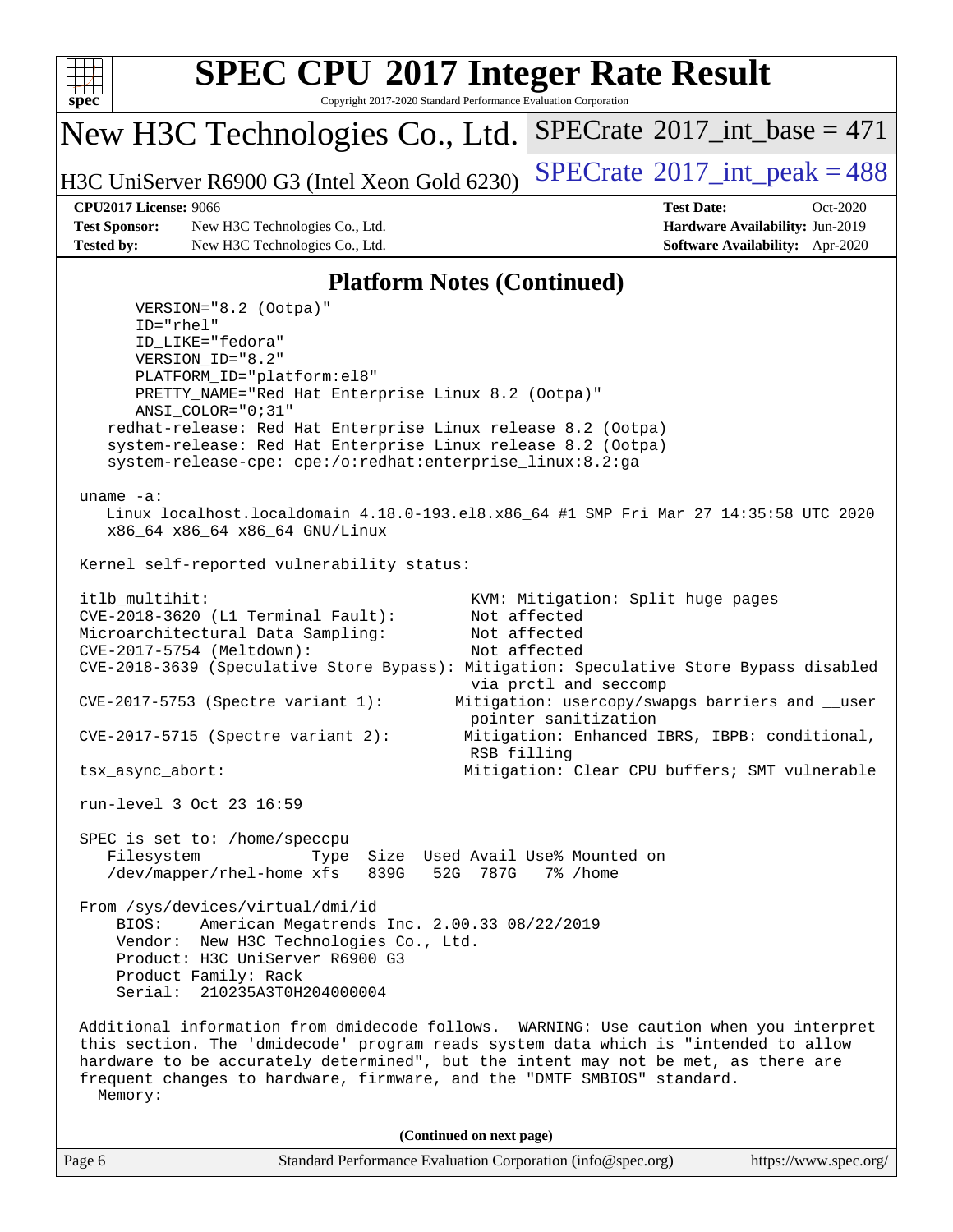## Platform Notes (Continued)

```
      VERSION="8.2 (Ootpa)"
      ID="rhel"
      ID_LIKE="fedora"
      VERSION_ID="8.2"
      PLATFORM_ID="platform:el8"
      PRETTY_NAME="Red Hat Enterprise Linux 8.2 (Ootpa)"
      ANSI_COLOR="0;31"
   redhat-release: Red Hat Enterprise Linux release 8.2 (Ootpa)
   system-release: Red Hat Enterprise Linux release 8.2 (Ootpa)
   system-release-cpe: cpe:/o:redhat:enterprise_linux:8.2:ga

uname -a:
   Linux localhost.localdomain 4.18.0-193.el8.x86_64 #1 SMP Fri Mar 27 14:35:58 UTC 2020
   x86_64 x86_64 x86_64 GNU/Linux

Kernel self-reported vulnerability status:

itlb_multihit:                                   KVM: Mitigation: Split huge pages
CVE-2018-3620 (L1 Terminal Fault):               Not affected
Microarchitectural Data Sampling:                Not affected
CVE-2017-5754 (Meltdown):                        Not affected
CVE-2018-3639 (Speculative Store Bypass): Mitigation: Speculative Store Bypass disabled
                                                 via prctl and seccomp
CVE-2017-5753 (Spectre variant 1):             Mitigation: usercopy/swapgs barriers and __user
                                                 pointer sanitization
CVE-2017-5715 (Spectre variant 2):              Mitigation: Enhanced IBRS, IBPB: conditional,
                                                 RSB filling
tsx_async_abort:                                Mitigation: Clear CPU buffers; SMT vulnerable

run-level 3 Oct 23 16:59

SPEC is set to: /home/speccpu
   Filesystem              Type  Size  Used Avail Use% Mounted on
   /dev/mapper/rhel-home xfs   839G   52G  787G   7% /home

From /sys/devices/virtual/dmi/id
    BIOS:    American Megatrends Inc. 2.00.33 08/22/2019
    Vendor:  New H3C Technologies Co., Ltd.
    Product: H3C UniServer R6900 G3
    Product Family: Rack
    Serial:  210235A3T0H204000004

Additional information from dmidecode follows.  WARNING: Use caution when you interpret
this section. The 'dmidecode' program reads system data which is "intended to allow
hardware to be accurately determined", but the intent may not be met, as there are
frequent changes to hardware, firmware, and the "DMTF SMBIOS" standard.
  Memory:
```

(Continued on next page)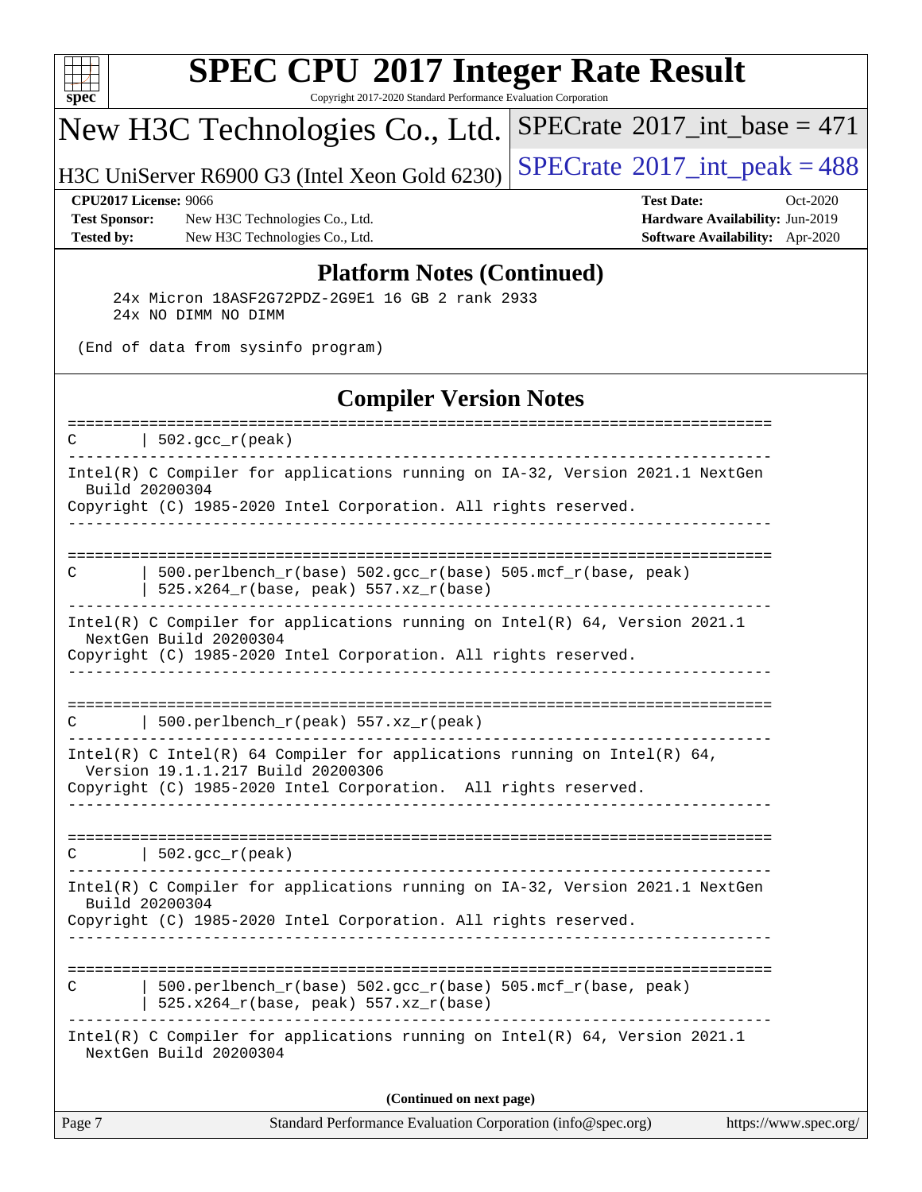## Platform Notes (Continued)

```
     24x Micron 18ASF2G72PDZ-2G9E1 16 GB 2 rank 2933
     24x NO DIMM NO DIMM

 (End of data from sysinfo program)
```

## Compiler Version Notes

```
==============================================================================
C       | 502.gcc_r(peak)
------------------------------------------------------------------------------
Intel(R) C Compiler for applications running on IA-32, Version 2021.1 NextGen
  Build 20200304
Copyright (C) 1985-2020 Intel Corporation. All rights reserved.
------------------------------------------------------------------------------

==============================================================================
C       | 500.perlbench_r(base) 502.gcc_r(base) 505.mcf_r(base, peak)
        | 525.x264_r(base, peak) 557.xz_r(base)
------------------------------------------------------------------------------
Intel(R) C Compiler for applications running on Intel(R) 64, Version 2021.1
  NextGen Build 20200304
Copyright (C) 1985-2020 Intel Corporation. All rights reserved.
------------------------------------------------------------------------------

==============================================================================
C       | 500.perlbench_r(peak) 557.xz_r(peak)
------------------------------------------------------------------------------
Intel(R) C Intel(R) 64 Compiler for applications running on Intel(R) 64,
  Version 19.1.1.217 Build 20200306
Copyright (C) 1985-2020 Intel Corporation.  All rights reserved.
------------------------------------------------------------------------------

==============================================================================
C       | 502.gcc_r(peak)
------------------------------------------------------------------------------
Intel(R) C Compiler for applications running on IA-32, Version 2021.1 NextGen
  Build 20200304
Copyright (C) 1985-2020 Intel Corporation. All rights reserved.
------------------------------------------------------------------------------

==============================================================================
C       | 500.perlbench_r(base) 502.gcc_r(base) 505.mcf_r(base, peak)
        | 525.x264_r(base, peak) 557.xz_r(base)
------------------------------------------------------------------------------
Intel(R) C Compiler for applications running on Intel(R) 64, Version 2021.1
  NextGen Build 20200304
```

(Continued on next page)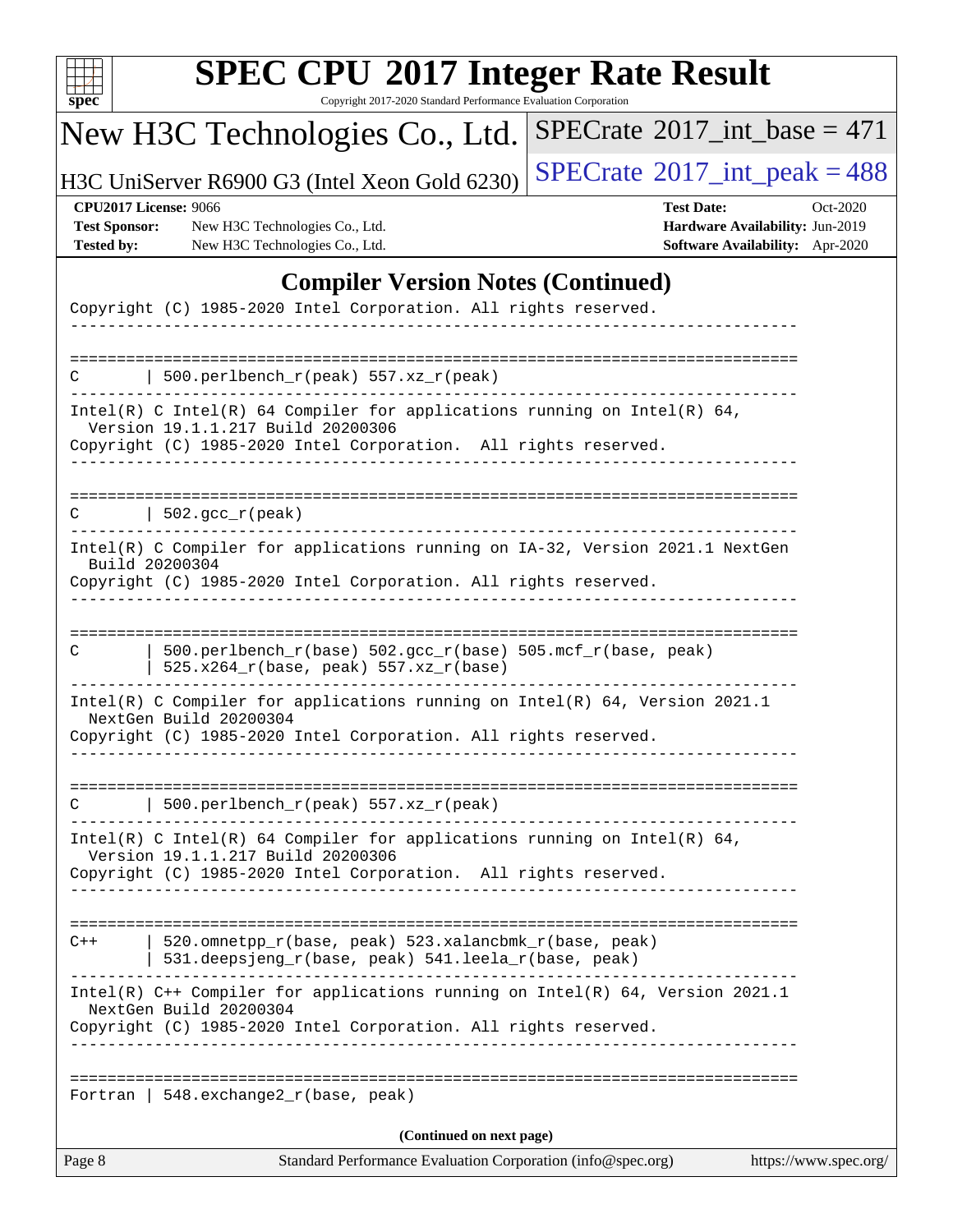# SPEC CPU 2017 Integer Rate Result

Copyright 2017-2020 Standard Performance Evaluation Corporation

**New H3C Technologies Co., Ltd.**

**H3C UniServer R6900 G3 (Intel Xeon Gold 6230)**

SPECrate 2017_int_base = 471

SPECrate 2017_int_peak = 488

| | | | |
|---|---|---|---|
| **CPU2017 License:** | 9066 | **Test Date:** | Oct-2020 |
| **Test Sponsor:** | New H3C Technologies Co., Ltd. | **Hardware Availability:** | Jun-2019 |
| **Tested by:** | New H3C Technologies Co., Ltd. | **Software Availability:** | Apr-2020 |

## Compiler Version Notes (Continued)

```
Copyright (C) 1985-2020 Intel Corporation. All rights reserved.
------------------------------------------------------------------------------

==============================================================================
C       | 500.perlbench_r(peak) 557.xz_r(peak)
------------------------------------------------------------------------------
Intel(R) C Intel(R) 64 Compiler for applications running on Intel(R) 64,
  Version 19.1.1.217 Build 20200306
Copyright (C) 1985-2020 Intel Corporation.  All rights reserved.
------------------------------------------------------------------------------

==============================================================================
C       | 502.gcc_r(peak)
------------------------------------------------------------------------------
Intel(R) C Compiler for applications running on IA-32, Version 2021.1 NextGen
  Build 20200304
Copyright (C) 1985-2020 Intel Corporation. All rights reserved.
------------------------------------------------------------------------------

==============================================================================
C       | 500.perlbench_r(base) 502.gcc_r(base) 505.mcf_r(base, peak)
        | 525.x264_r(base, peak) 557.xz_r(base)
------------------------------------------------------------------------------
Intel(R) C Compiler for applications running on Intel(R) 64, Version 2021.1
  NextGen Build 20200304
Copyright (C) 1985-2020 Intel Corporation. All rights reserved.
------------------------------------------------------------------------------

==============================================================================
C       | 500.perlbench_r(peak) 557.xz_r(peak)
------------------------------------------------------------------------------
Intel(R) C Intel(R) 64 Compiler for applications running on Intel(R) 64,
  Version 19.1.1.217 Build 20200306
Copyright (C) 1985-2020 Intel Corporation.  All rights reserved.
------------------------------------------------------------------------------

==============================================================================
C++     | 520.omnetpp_r(base, peak) 523.xalancbmk_r(base, peak)
        | 531.deepsjeng_r(base, peak) 541.leela_r(base, peak)
------------------------------------------------------------------------------
Intel(R) C++ Compiler for applications running on Intel(R) 64, Version 2021.1
  NextGen Build 20200304
Copyright (C) 1985-2020 Intel Corporation. All rights reserved.
------------------------------------------------------------------------------

==============================================================================
Fortran | 548.exchange2_r(base, peak)
```

(Continued on next page)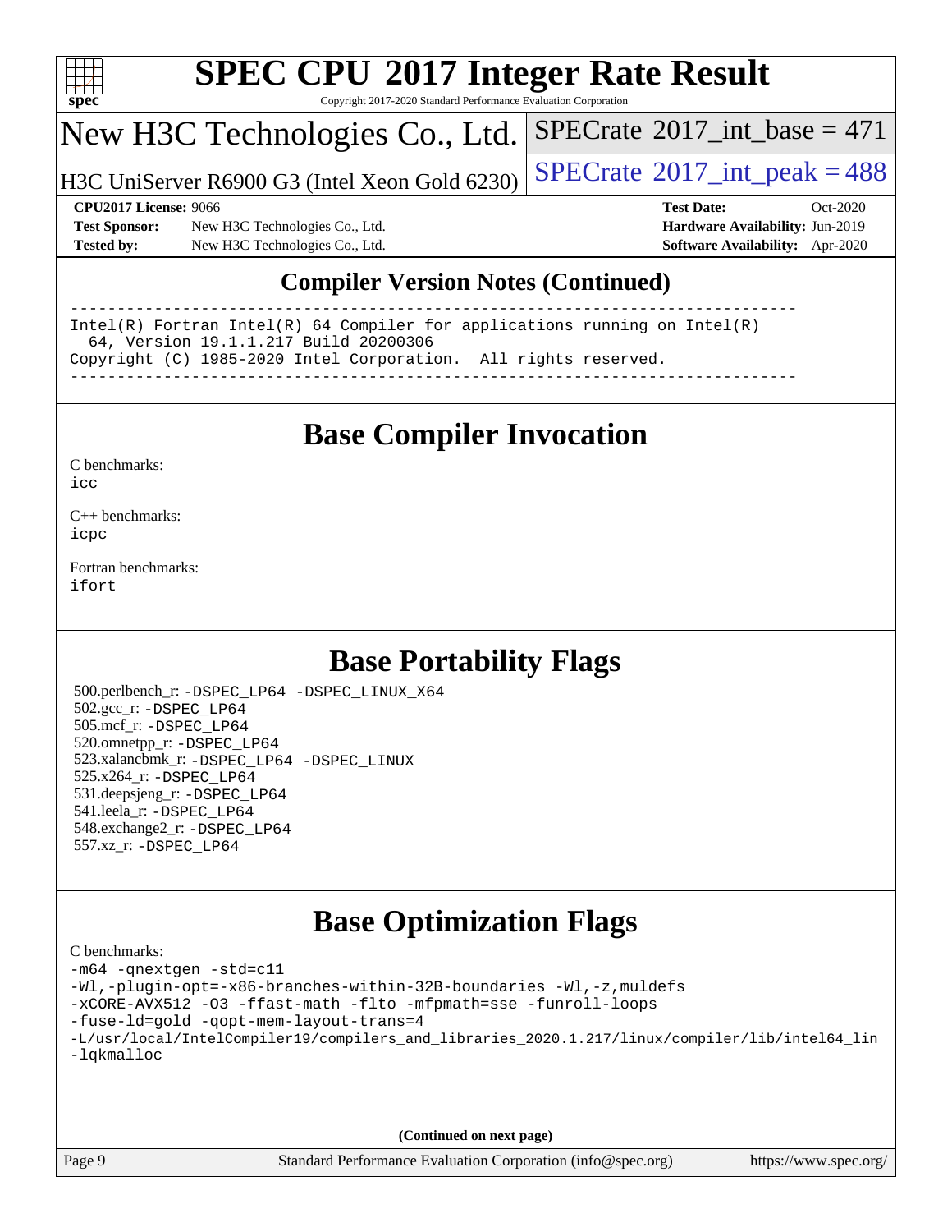## Compiler Version Notes (Continued)

```
------------------------------------------------------------------------------
Intel(R) Fortran Intel(R) 64 Compiler for applications running on Intel(R)
  64, Version 19.1.1.217 Build 20200306
Copyright (C) 1985-2020 Intel Corporation.  All rights reserved.
------------------------------------------------------------------------------
```

## Base Compiler Invocation

C benchmarks:
icc

C++ benchmarks:
icpc

Fortran benchmarks:
ifort

## Base Portability Flags

500.perlbench_r: -DSPEC_LP64 -DSPEC_LINUX_X64
502.gcc_r: -DSPEC_LP64
505.mcf_r: -DSPEC_LP64
520.omnetpp_r: -DSPEC_LP64
523.xalancbmk_r: -DSPEC_LP64 -DSPEC_LINUX
525.x264_r: -DSPEC_LP64
531.deepsjeng_r: -DSPEC_LP64
541.leela_r: -DSPEC_LP64
548.exchange2_r: -DSPEC_LP64
557.xz_r: -DSPEC_LP64

## Base Optimization Flags

C benchmarks:
-m64 -qnextgen -std=c11
-Wl,-plugin-opt=-x86-branches-within-32B-boundaries -Wl,-z,muldefs
-xCORE-AVX512 -O3 -ffast-math -flto -mfpmath=sse -funroll-loops
-fuse-ld=gold -qopt-mem-layout-trans=4
-L/usr/local/IntelCompiler19/compilers_and_libraries_2020.1.217/linux/compiler/lib/intel64_lin
-lqkmalloc

(Continued on next page)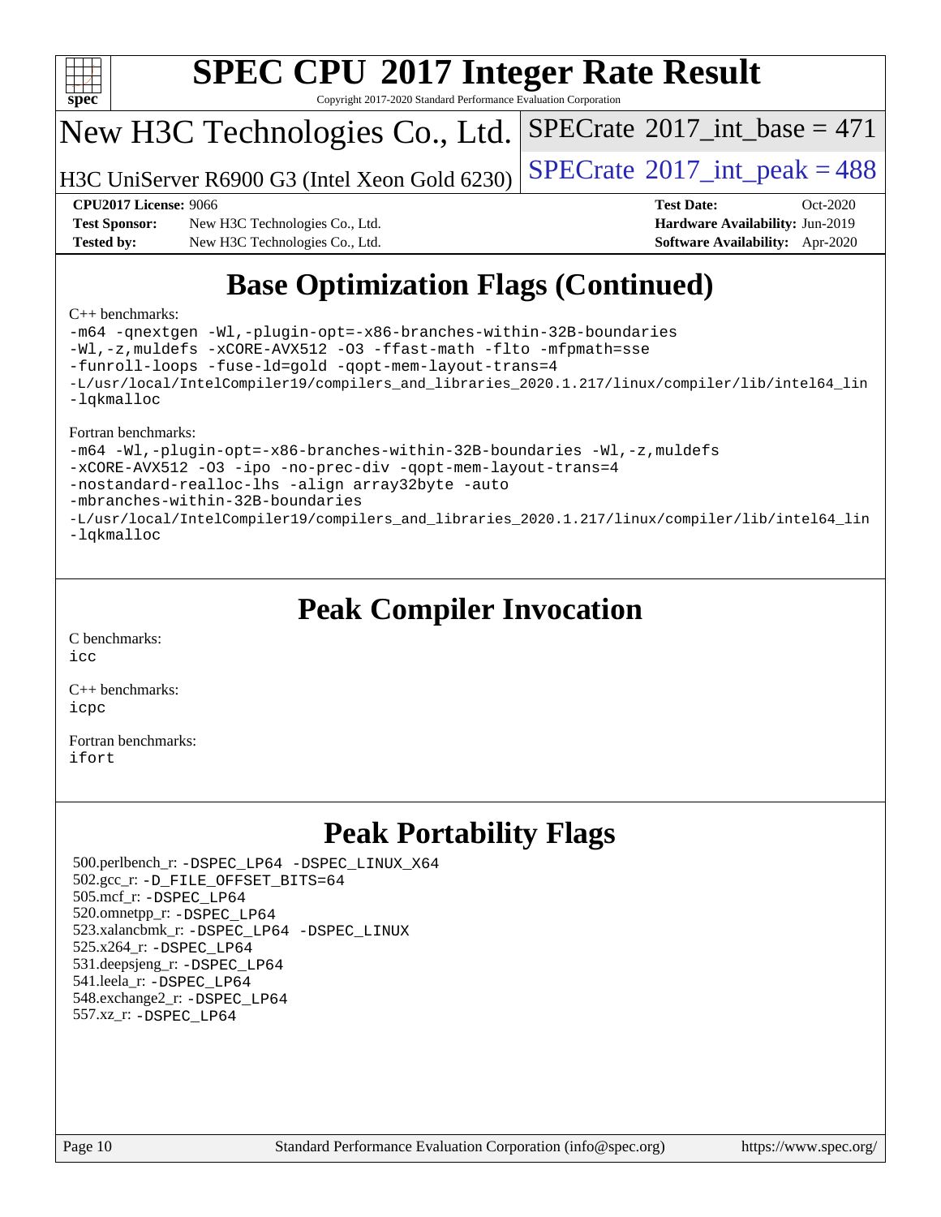# SPEC CPU 2017 Integer Rate Result

Copyright 2017-2020 Standard Performance Evaluation Corporation

## New H3C Technologies Co., Ltd.

H3C UniServer R6900 G3 (Intel Xeon Gold 6230)

SPECrate 2017_int_base = 471

SPECrate 2017_int_peak = 488

**CPU2017 License:** 9066
**Test Sponsor:** New H3C Technologies Co., Ltd.
**Tested by:** New H3C Technologies Co., Ltd.
**Test Date:** Oct-2020
**Hardware Availability:** Jun-2019
**Software Availability:** Apr-2020

## Base Optimization Flags (Continued)

C++ benchmarks:

```
-m64 -qnextgen -Wl,-plugin-opt=-x86-branches-within-32B-boundaries
-Wl,-z,muldefs -xCORE-AVX512 -O3 -ffast-math -flto -mfpmath=sse
-funroll-loops -fuse-ld=gold -qopt-mem-layout-trans=4
-L/usr/local/IntelCompiler19/compilers_and_libraries_2020.1.217/linux/compiler/lib/intel64_lin
-lqkmalloc
```

Fortran benchmarks:

```
-m64 -Wl,-plugin-opt=-x86-branches-within-32B-boundaries -Wl,-z,muldefs
-xCORE-AVX512 -O3 -ipo -no-prec-div -qopt-mem-layout-trans=4
-nostandard-realloc-lhs -align array32byte -auto
-mbranches-within-32B-boundaries
-L/usr/local/IntelCompiler19/compilers_and_libraries_2020.1.217/linux/compiler/lib/intel64_lin
-lqkmalloc
```

## Peak Compiler Invocation

C benchmarks:
`icc`

C++ benchmarks:
`icpc`

Fortran benchmarks:
`ifort`

## Peak Portability Flags

500.perlbench_r: `-DSPEC_LP64 -DSPEC_LINUX_X64`
502.gcc_r: `-D_FILE_OFFSET_BITS=64`
505.mcf_r: `-DSPEC_LP64`
520.omnetpp_r: `-DSPEC_LP64`
523.xalancbmk_r: `-DSPEC_LP64 -DSPEC_LINUX`
525.x264_r: `-DSPEC_LP64`
531.deepsjeng_r: `-DSPEC_LP64`
541.leela_r: `-DSPEC_LP64`
548.exchange2_r: `-DSPEC_LP64`
557.xz_r: `-DSPEC_LP64`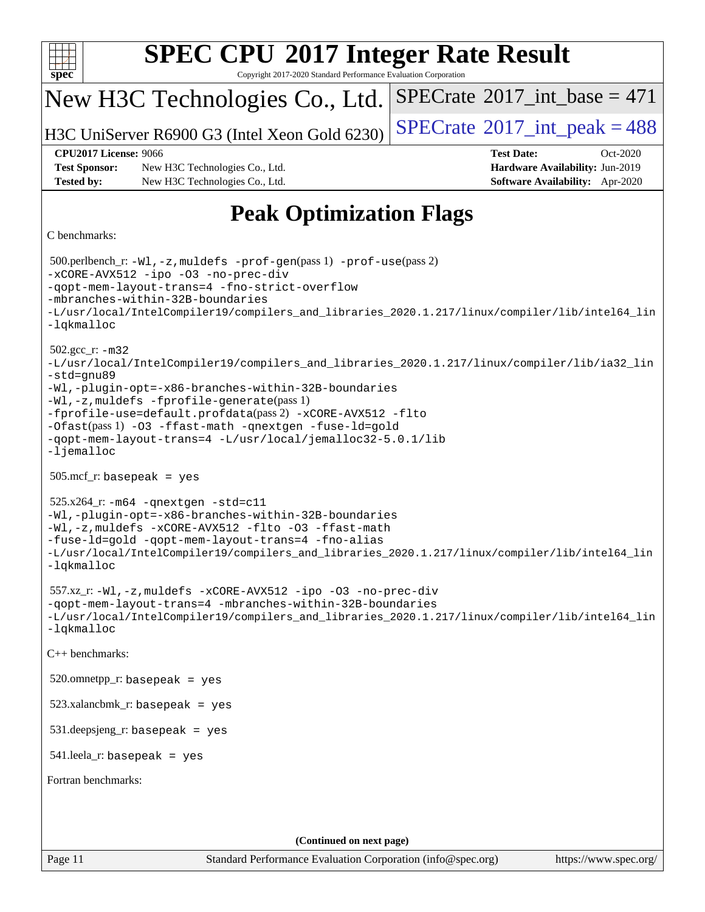# Peak Optimization Flags

C benchmarks:

500.perlbench_r: `-Wl,-z,muldefs -prof-gen`(pass 1) `-prof-use`(pass 2) `-xCORE-AVX512 -ipo -O3 -no-prec-div -qopt-mem-layout-trans=4 -fno-strict-overflow -mbranches-within-32B-boundaries -L/usr/local/IntelCompiler19/compilers_and_libraries_2020.1.217/linux/compiler/lib/intel64_lin -lqkmalloc`

502.gcc_r: `-m32 -L/usr/local/IntelCompiler19/compilers_and_libraries_2020.1.217/linux/compiler/lib/ia32_lin -std=gnu89 -Wl,-plugin-opt=-x86-branches-within-32B-boundaries -Wl,-z,muldefs -fprofile-generate`(pass 1) `-fprofile-use=default.profdata`(pass 2) `-xCORE-AVX512 -flto -Ofast`(pass 1) `-O3 -ffast-math -qnextgen -fuse-ld=gold -qopt-mem-layout-trans=4 -L/usr/local/jemalloc32-5.0.1/lib -ljemalloc`

505.mcf_r: `basepeak = yes`

525.x264_r: `-m64 -qnextgen -std=c11 -Wl,-plugin-opt=-x86-branches-within-32B-boundaries -Wl,-z,muldefs -xCORE-AVX512 -flto -O3 -ffast-math -fuse-ld=gold -qopt-mem-layout-trans=4 -fno-alias -L/usr/local/IntelCompiler19/compilers_and_libraries_2020.1.217/linux/compiler/lib/intel64_lin -lqkmalloc`

557.xz_r: `-Wl,-z,muldefs -xCORE-AVX512 -ipo -O3 -no-prec-div -qopt-mem-layout-trans=4 -mbranches-within-32B-boundaries -L/usr/local/IntelCompiler19/compilers_and_libraries_2020.1.217/linux/compiler/lib/intel64_lin -lqkmalloc`

C++ benchmarks:

520.omnetpp_r: `basepeak = yes`

523.xalancbmk_r: `basepeak = yes`

531.deepsjeng_r: `basepeak = yes`

541.leela_r: `basepeak = yes`

Fortran benchmarks:

**(Continued on next page)**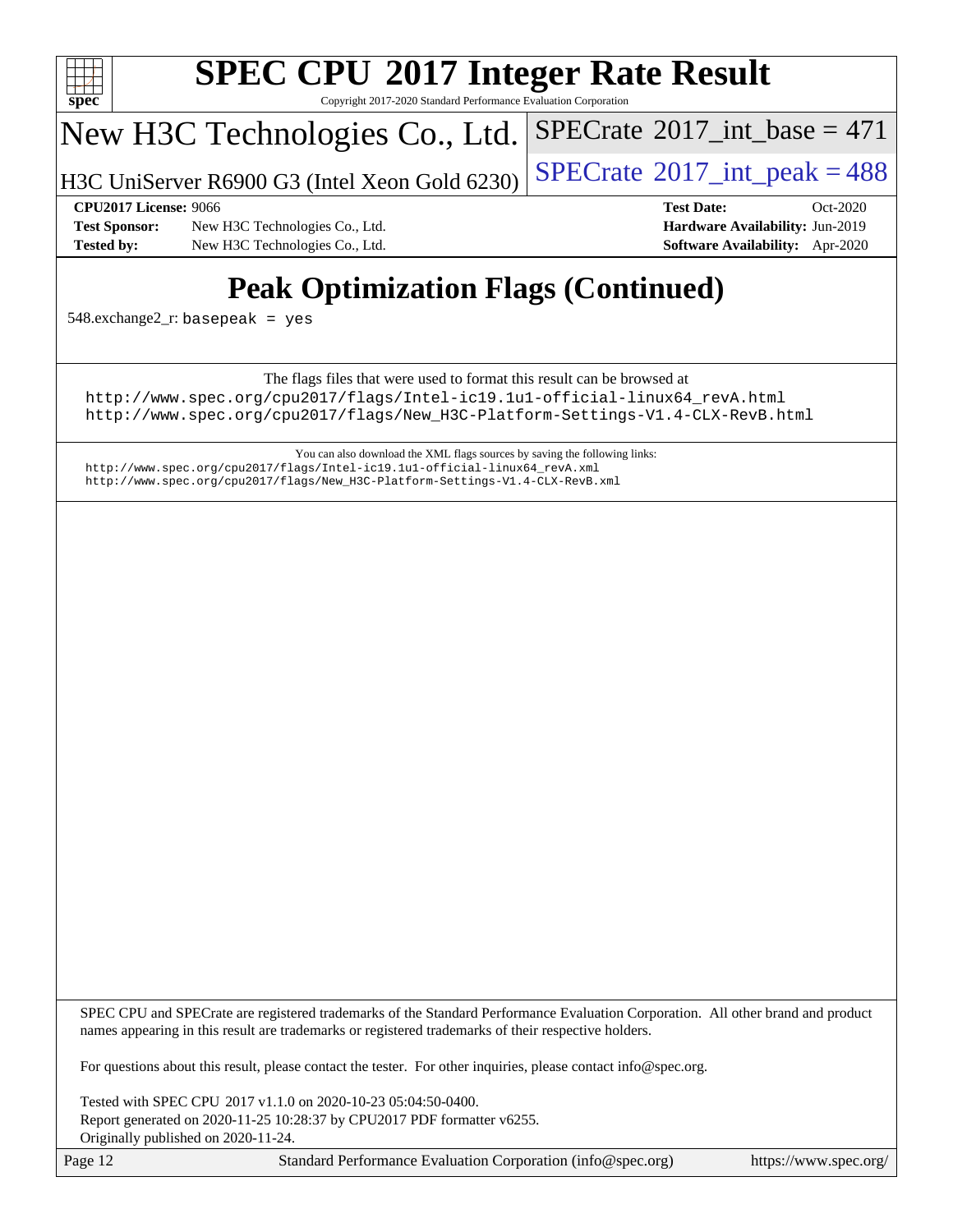# Peak Optimization Flags (Continued)

548.exchange2_r: `basepeak = yes`

The flags files that were used to format this result can be browsed at

http://www.spec.org/cpu2017/flags/Intel-ic19.1u1-official-linux64_revA.html
http://www.spec.org/cpu2017/flags/New_H3C-Platform-Settings-V1.4-CLX-RevB.html

You can also download the XML flags sources by saving the following links:

http://www.spec.org/cpu2017/flags/Intel-ic19.1u1-official-linux64_revA.xml
http://www.spec.org/cpu2017/flags/New_H3C-Platform-Settings-V1.4-CLX-RevB.xml

SPEC CPU and SPECrate are registered trademarks of the Standard Performance Evaluation Corporation. All other brand and product names appearing in this result are trademarks or registered trademarks of their respective holders.

For questions about this result, please contact the tester. For other inquiries, please contact info@spec.org.

Tested with SPEC CPU 2017 v1.1.0 on 2020-10-23 05:04:50-0400.
Report generated on 2020-11-25 10:28:37 by CPU2017 PDF formatter v6255.
Originally published on 2020-11-24.